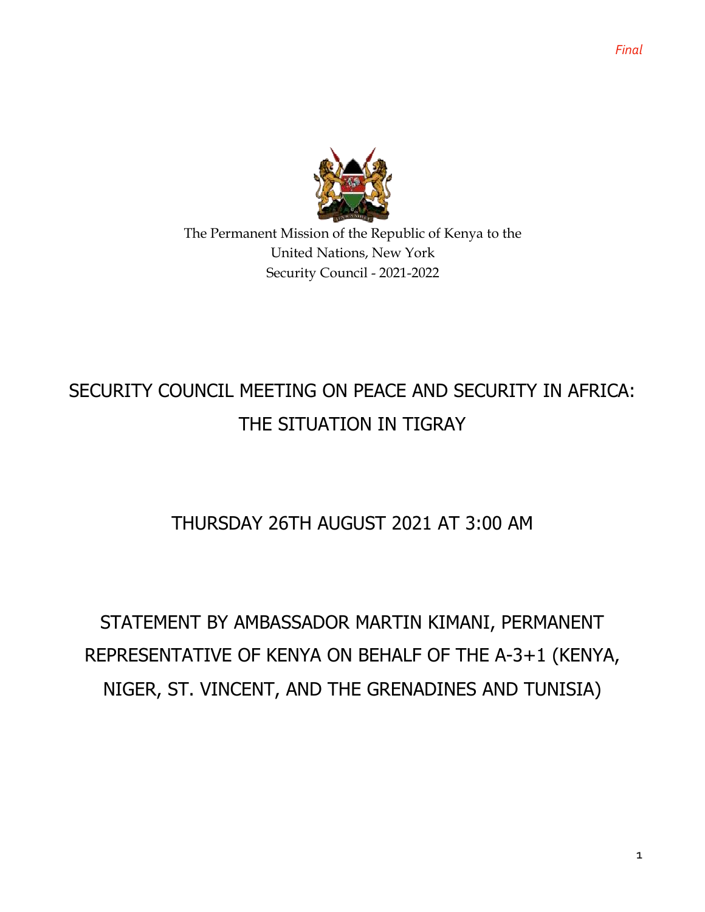*Final*

The Permanent Mission of the Republic of Kenya to the United Nations, New York
Security Council - 2021-2022

# SECURITY COUNCIL MEETING ON PEACE AND SECURITY IN AFRICA: THE SITUATION IN TIGRAY

## THURSDAY 26TH AUGUST 2021 AT 3:00 AM

## STATEMENT BY AMBASSADOR MARTIN KIMANI, PERMANENT REPRESENTATIVE OF KENYA ON BEHALF OF THE A-3+1 (KENYA, NIGER, ST. VINCENT, AND THE GRENADINES AND TUNISIA)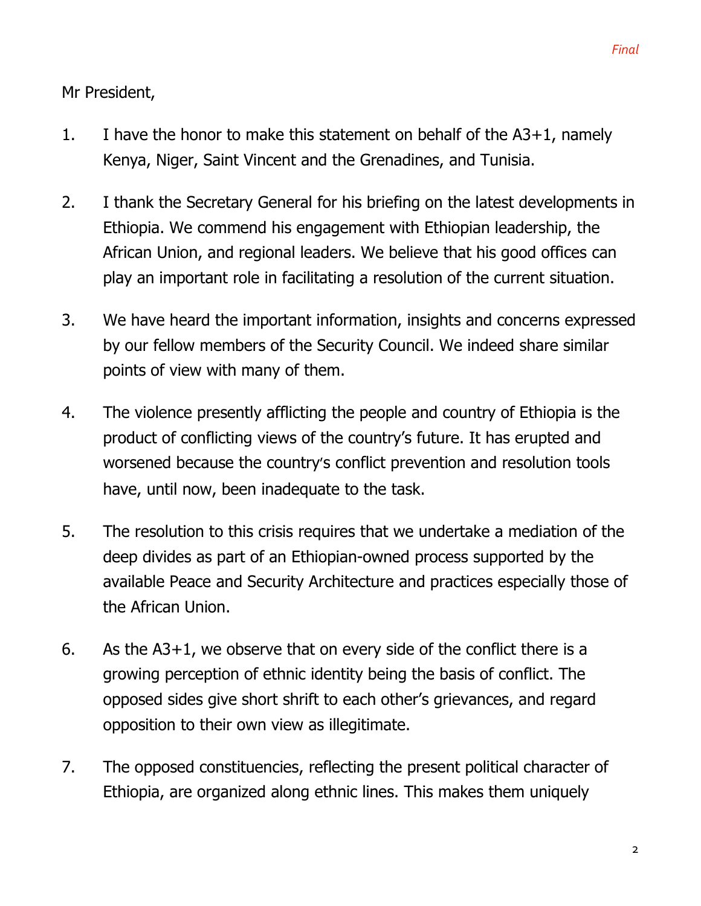Mr President,

1. I have the honor to make this statement on behalf of the A3+1, namely Kenya, Niger, Saint Vincent and the Grenadines, and Tunisia.

2. I thank the Secretary General for his briefing on the latest developments in Ethiopia. We commend his engagement with Ethiopian leadership, the African Union, and regional leaders. We believe that his good offices can play an important role in facilitating a resolution of the current situation.

3. We have heard the important information, insights and concerns expressed by our fellow members of the Security Council. We indeed share similar points of view with many of them.

4. The violence presently afflicting the people and country of Ethiopia is the product of conflicting views of the country's future. It has erupted and worsened because the country's conflict prevention and resolution tools have, until now, been inadequate to the task.

5. The resolution to this crisis requires that we undertake a mediation of the deep divides as part of an Ethiopian-owned process supported by the available Peace and Security Architecture and practices especially those of the African Union.

6. As the A3+1, we observe that on every side of the conflict there is a growing perception of ethnic identity being the basis of conflict. The opposed sides give short shrift to each other's grievances, and regard opposition to their own view as illegitimate.

7. The opposed constituencies, reflecting the present political character of Ethiopia, are organized along ethnic lines. This makes them uniquely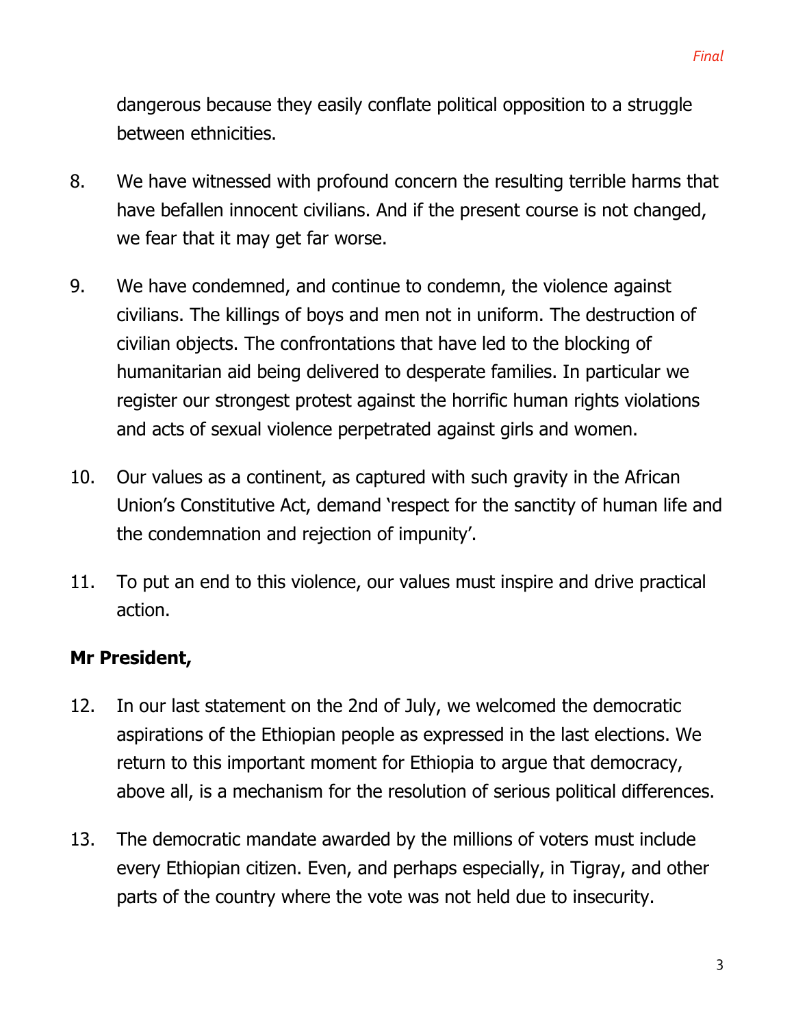dangerous because they easily conflate political opposition to a struggle between ethnicities.

8. We have witnessed with profound concern the resulting terrible harms that have befallen innocent civilians. And if the present course is not changed, we fear that it may get far worse.

9. We have condemned, and continue to condemn, the violence against civilians. The killings of boys and men not in uniform. The destruction of civilian objects. The confrontations that have led to the blocking of humanitarian aid being delivered to desperate families. In particular we register our strongest protest against the horrific human rights violations and acts of sexual violence perpetrated against girls and women.

10. Our values as a continent, as captured with such gravity in the African Union's Constitutive Act, demand 'respect for the sanctity of human life and the condemnation and rejection of impunity'.

11. To put an end to this violence, our values must inspire and drive practical action.

**Mr President,**

12. In our last statement on the 2nd of July, we welcomed the democratic aspirations of the Ethiopian people as expressed in the last elections. We return to this important moment for Ethiopia to argue that democracy, above all, is a mechanism for the resolution of serious political differences.

13. The democratic mandate awarded by the millions of voters must include every Ethiopian citizen. Even, and perhaps especially, in Tigray, and other parts of the country where the vote was not held due to insecurity.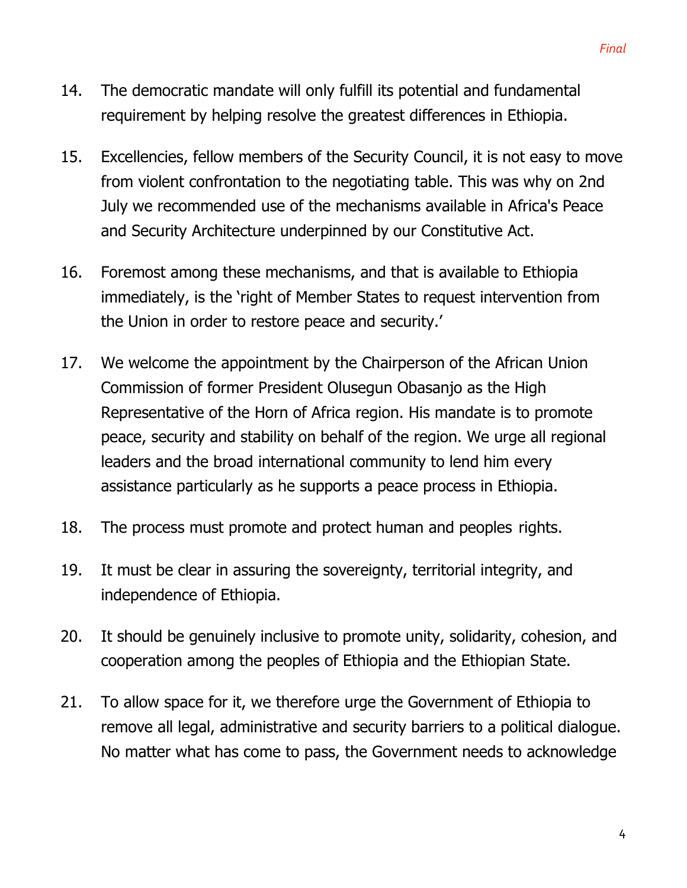14. The democratic mandate will only fulfill its potential and fundamental requirement by helping resolve the greatest differences in Ethiopia.

15. Excellencies, fellow members of the Security Council, it is not easy to move from violent confrontation to the negotiating table. This was why on 2nd July we recommended use of the mechanisms available in Africa's Peace and Security Architecture underpinned by our Constitutive Act.

16. Foremost among these mechanisms, and that is available to Ethiopia immediately, is the 'right of Member States to request intervention from the Union in order to restore peace and security.'

17. We welcome the appointment by the Chairperson of the African Union Commission of former President Olusegun Obasanjo as the High Representative of the Horn of Africa region. His mandate is to promote peace, security and stability on behalf of the region. We urge all regional leaders and the broad international community to lend him every assistance particularly as he supports a peace process in Ethiopia.

18. The process must promote and protect human and peoples rights.

19. It must be clear in assuring the sovereignty, territorial integrity, and independence of Ethiopia.

20. It should be genuinely inclusive to promote unity, solidarity, cohesion, and cooperation among the peoples of Ethiopia and the Ethiopian State.

21. To allow space for it, we therefore urge the Government of Ethiopia to remove all legal, administrative and security barriers to a political dialogue. No matter what has come to pass, the Government needs to acknowledge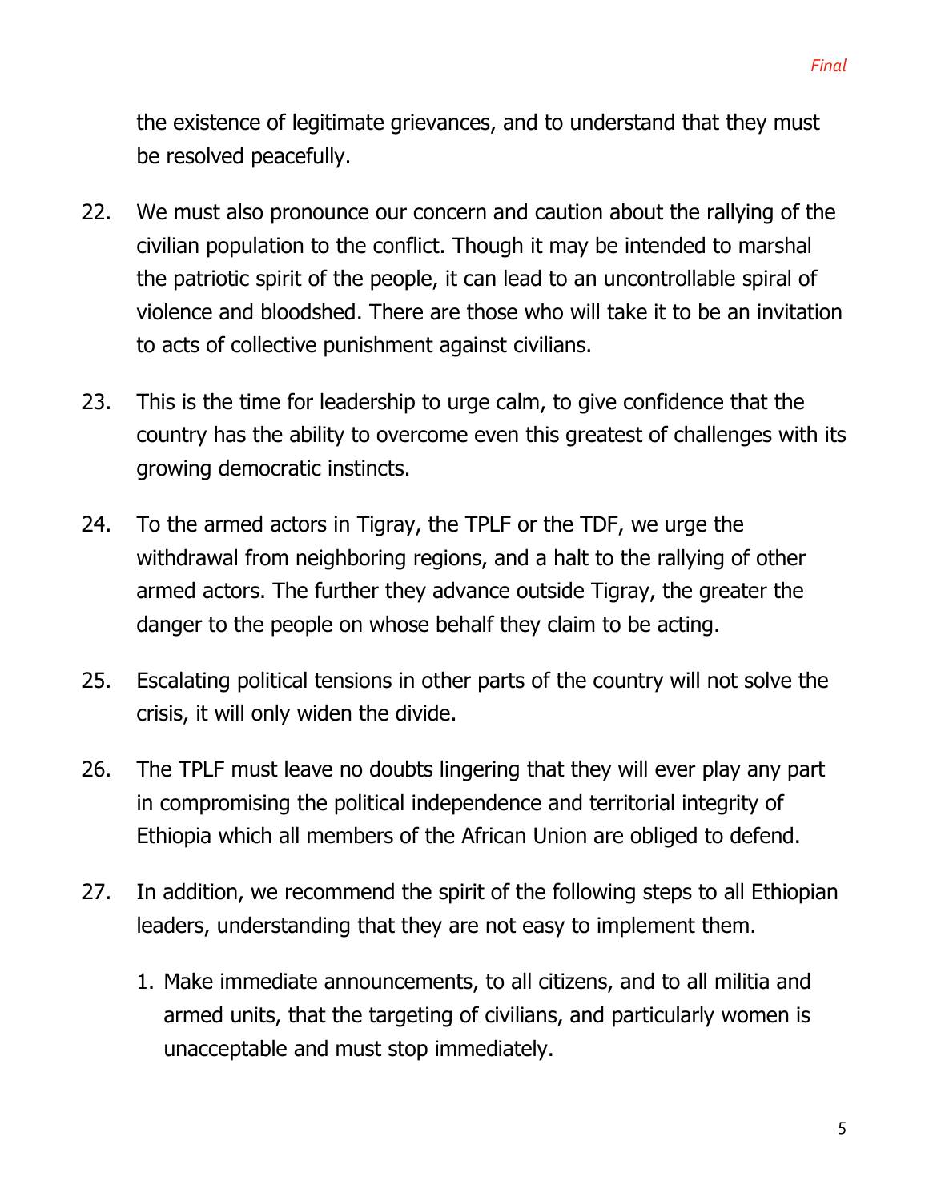the existence of legitimate grievances, and to understand that they must be resolved peacefully.

22. We must also pronounce our concern and caution about the rallying of the civilian population to the conflict. Though it may be intended to marshal the patriotic spirit of the people, it can lead to an uncontrollable spiral of violence and bloodshed. There are those who will take it to be an invitation to acts of collective punishment against civilians.

23. This is the time for leadership to urge calm, to give confidence that the country has the ability to overcome even this greatest of challenges with its growing democratic instincts.

24. To the armed actors in Tigray, the TPLF or the TDF, we urge the withdrawal from neighboring regions, and a halt to the rallying of other armed actors. The further they advance outside Tigray, the greater the danger to the people on whose behalf they claim to be acting.

25. Escalating political tensions in other parts of the country will not solve the crisis, it will only widen the divide.

26. The TPLF must leave no doubts lingering that they will ever play any part in compromising the political independence and territorial integrity of Ethiopia which all members of the African Union are obliged to defend.

27. In addition, we recommend the spirit of the following steps to all Ethiopian leaders, understanding that they are not easy to implement them.

    1. Make immediate announcements, to all citizens, and to all militia and armed units, that the targeting of civilians, and particularly women is unacceptable and must stop immediately.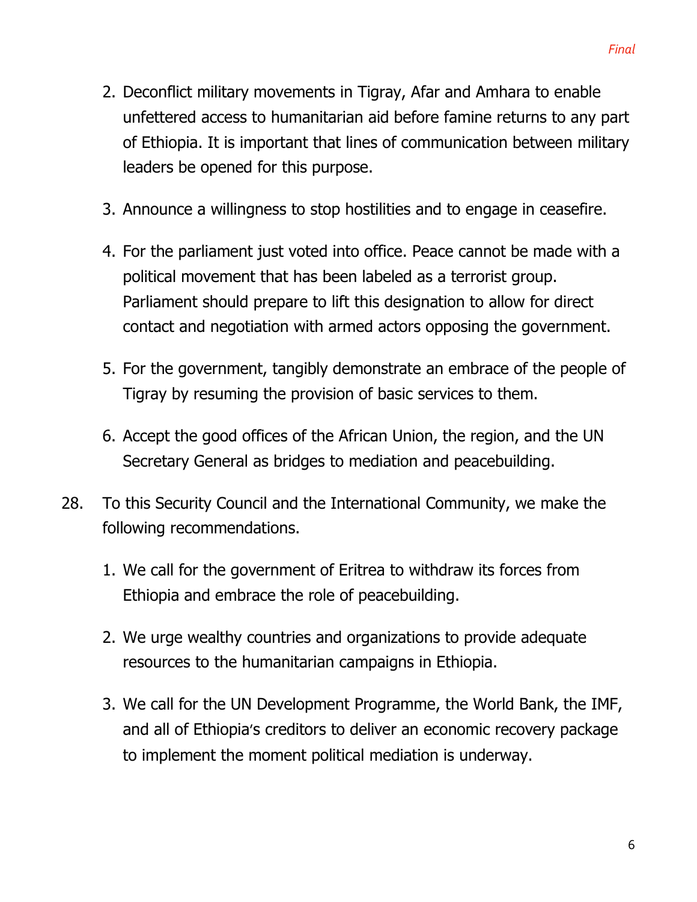2. Deconflict military movements in Tigray, Afar and Amhara to enable unfettered access to humanitarian aid before famine returns to any part of Ethiopia. It is important that lines of communication between military leaders be opened for this purpose.

3. Announce a willingness to stop hostilities and to engage in ceasefire.

4. For the parliament just voted into office. Peace cannot be made with a political movement that has been labeled as a terrorist group. Parliament should prepare to lift this designation to allow for direct contact and negotiation with armed actors opposing the government.

5. For the government, tangibly demonstrate an embrace of the people of Tigray by resuming the provision of basic services to them.

6. Accept the good offices of the African Union, the region, and the UN Secretary General as bridges to mediation and peacebuilding.

28. To this Security Council and the International Community, we make the following recommendations.

    1. We call for the government of Eritrea to withdraw its forces from Ethiopia and embrace the role of peacebuilding.

    2. We urge wealthy countries and organizations to provide adequate resources to the humanitarian campaigns in Ethiopia.

    3. We call for the UN Development Programme, the World Bank, the IMF, and all of Ethiopia's creditors to deliver an economic recovery package to implement the moment political mediation is underway.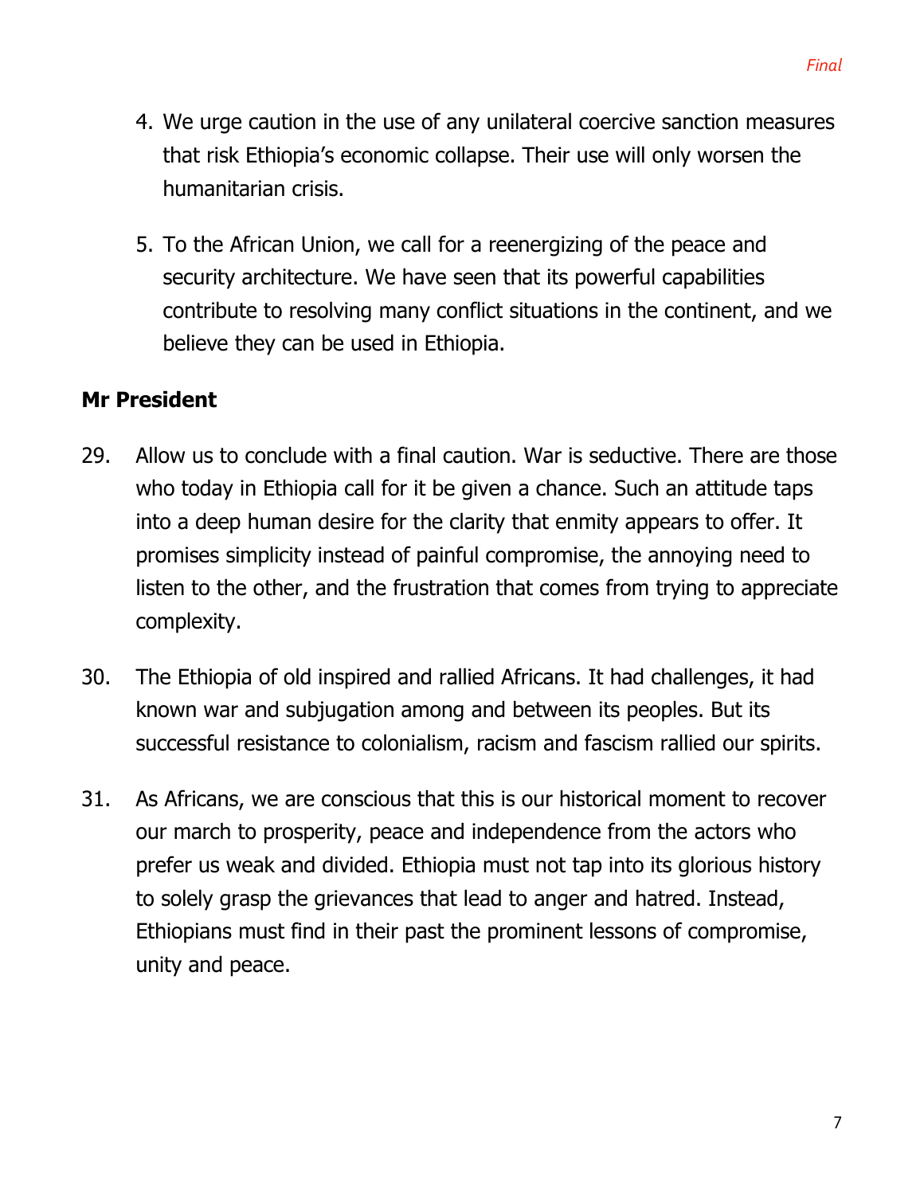4. We urge caution in the use of any unilateral coercive sanction measures that risk Ethiopia's economic collapse. Their use will only worsen the humanitarian crisis.

5. To the African Union, we call for a reenergizing of the peace and security architecture. We have seen that its powerful capabilities contribute to resolving many conflict situations in the continent, and we believe they can be used in Ethiopia.

**Mr President**

29. Allow us to conclude with a final caution. War is seductive. There are those who today in Ethiopia call for it be given a chance. Such an attitude taps into a deep human desire for the clarity that enmity appears to offer. It promises simplicity instead of painful compromise, the annoying need to listen to the other, and the frustration that comes from trying to appreciate complexity.

30. The Ethiopia of old inspired and rallied Africans. It had challenges, it had known war and subjugation among and between its peoples. But its successful resistance to colonialism, racism and fascism rallied our spirits.

31. As Africans, we are conscious that this is our historical moment to recover our march to prosperity, peace and independence from the actors who prefer us weak and divided. Ethiopia must not tap into its glorious history to solely grasp the grievances that lead to anger and hatred. Instead, Ethiopians must find in their past the prominent lessons of compromise, unity and peace.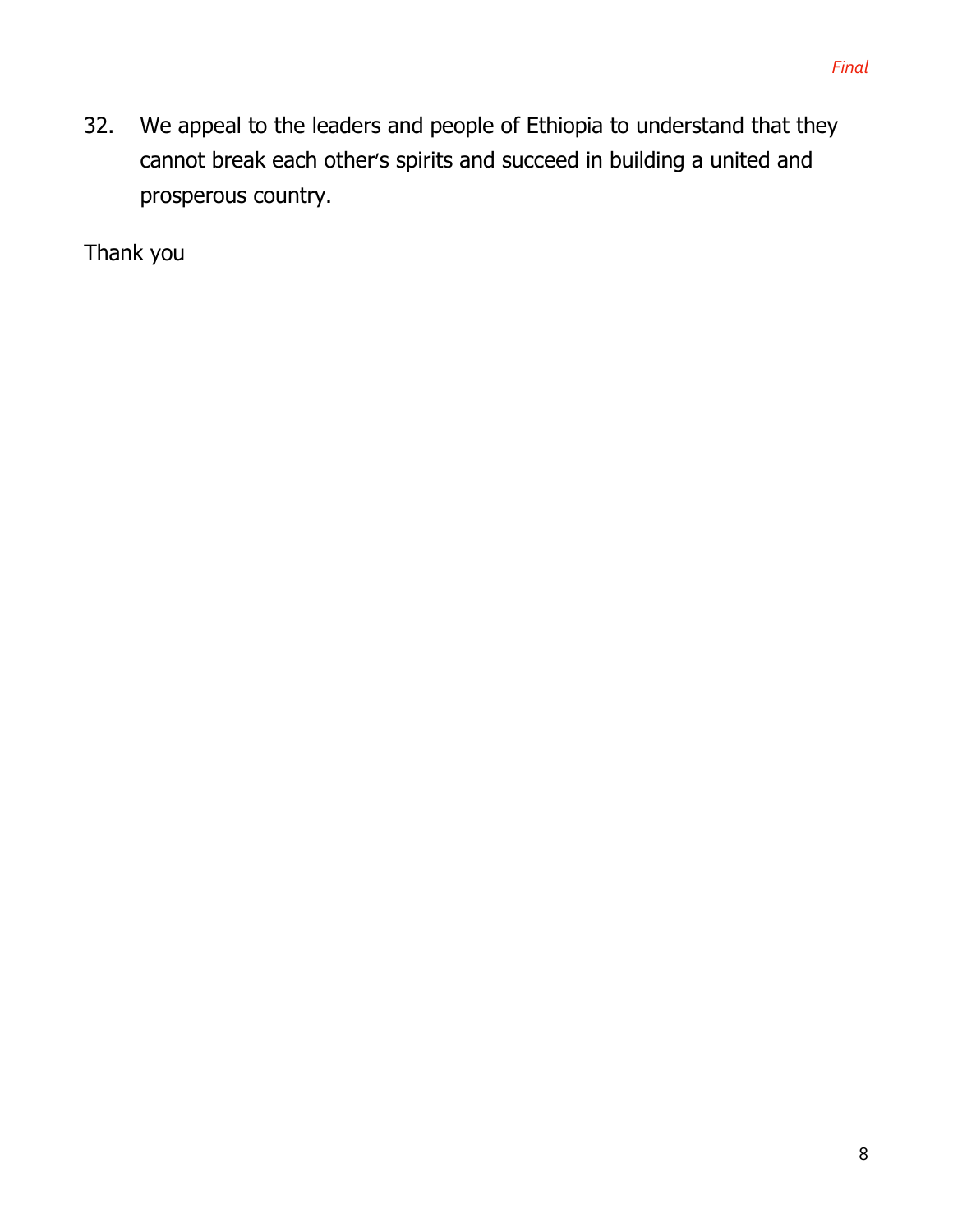32. We appeal to the leaders and people of Ethiopia to understand that they cannot break each other's spirits and succeed in building a united and prosperous country.

Thank you